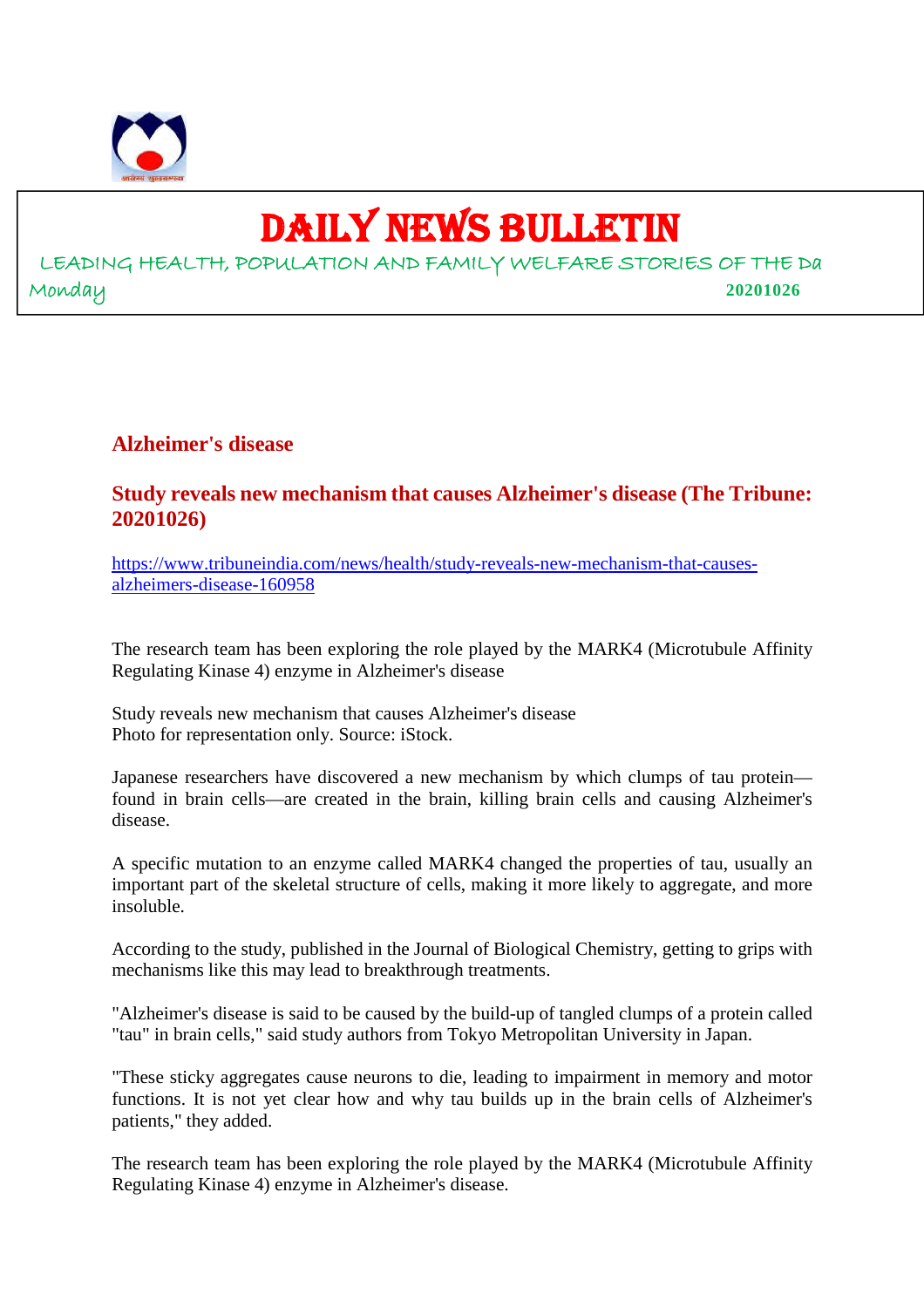# DAILY NEWS BULLETIN

LEADING HEALTH, POPULATION AND FAMILY WELFARE STORIES OF THE Da

Monday **20201026**

## Alzheimer's disease

### Study reveals new mechanism that causes Alzheimer's disease (The Tribune: 20201026)

https://www.tribuneindia.com/news/health/study-reveals-new-mechanism-that-causes-alzheimers-disease-160958

The research team has been exploring the role played by the MARK4 (Microtubule Affinity Regulating Kinase 4) enzyme in Alzheimer's disease

Study reveals new mechanism that causes Alzheimer's disease
Photo for representation only. Source: iStock.

Japanese researchers have discovered a new mechanism by which clumps of tau protein—found in brain cells—are created in the brain, killing brain cells and causing Alzheimer's disease.

A specific mutation to an enzyme called MARK4 changed the properties of tau, usually an important part of the skeletal structure of cells, making it more likely to aggregate, and more insoluble.

According to the study, published in the Journal of Biological Chemistry, getting to grips with mechanisms like this may lead to breakthrough treatments.

"Alzheimer's disease is said to be caused by the build-up of tangled clumps of a protein called "tau" in brain cells," said study authors from Tokyo Metropolitan University in Japan.

"These sticky aggregates cause neurons to die, leading to impairment in memory and motor functions. It is not yet clear how and why tau builds up in the brain cells of Alzheimer's patients," they added.

The research team has been exploring the role played by the MARK4 (Microtubule Affinity Regulating Kinase 4) enzyme in Alzheimer's disease.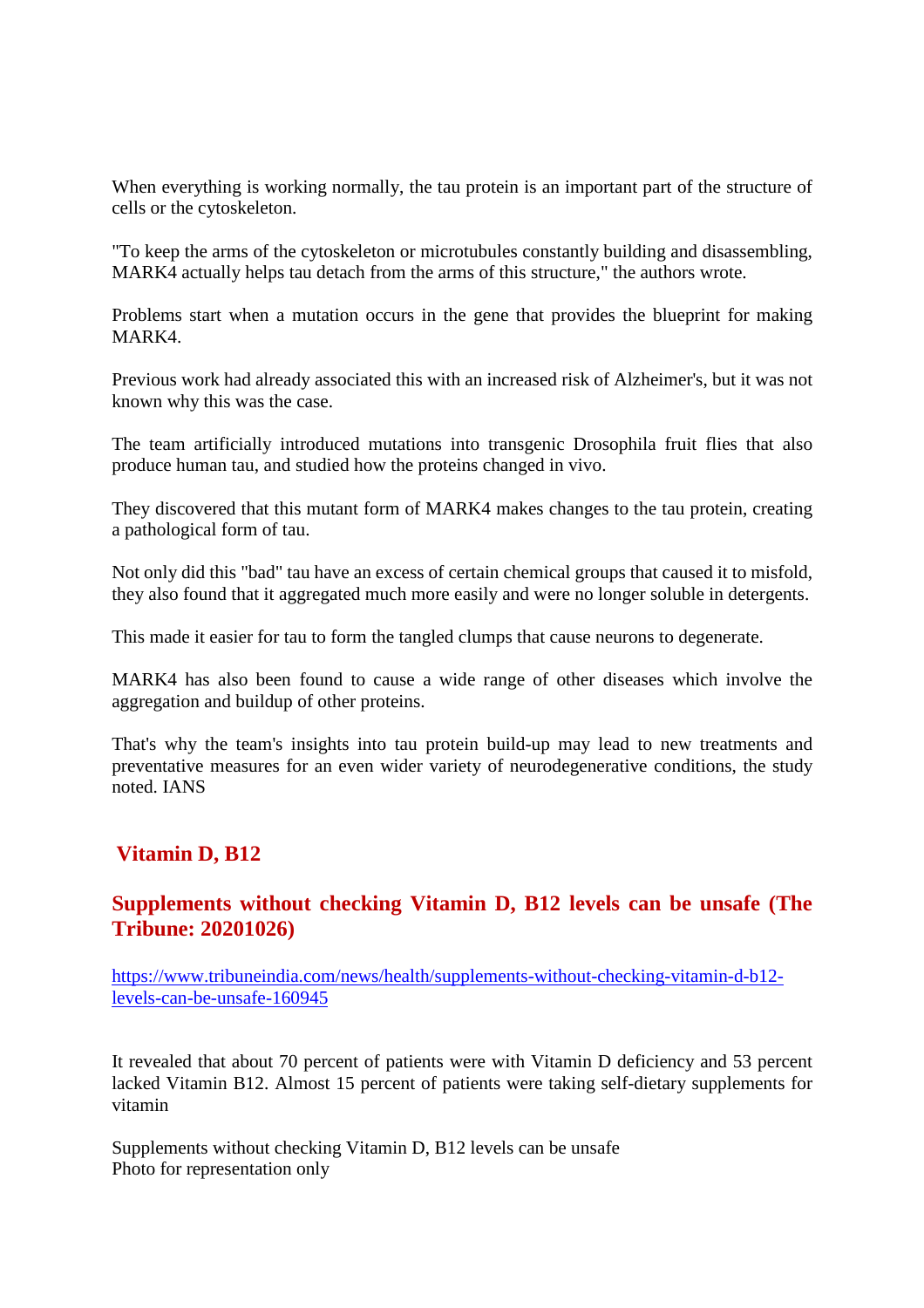When everything is working normally, the tau protein is an important part of the structure of cells or the cytoskeleton.

"To keep the arms of the cytoskeleton or microtubules constantly building and disassembling, MARK4 actually helps tau detach from the arms of this structure," the authors wrote.

Problems start when a mutation occurs in the gene that provides the blueprint for making MARK4.

Previous work had already associated this with an increased risk of Alzheimer's, but it was not known why this was the case.

The team artificially introduced mutations into transgenic Drosophila fruit flies that also produce human tau, and studied how the proteins changed in vivo.

They discovered that this mutant form of MARK4 makes changes to the tau protein, creating a pathological form of tau.

Not only did this "bad" tau have an excess of certain chemical groups that caused it to misfold, they also found that it aggregated much more easily and were no longer soluble in detergents.

This made it easier for tau to form the tangled clumps that cause neurons to degenerate.

MARK4 has also been found to cause a wide range of other diseases which involve the aggregation and buildup of other proteins.

That's why the team's insights into tau protein build-up may lead to new treatments and preventative measures for an even wider variety of neurodegenerative conditions, the study noted. IANS

## Vitamin D, B12

### Supplements without checking Vitamin D, B12 levels can be unsafe (The Tribune: 20201026)

https://www.tribuneindia.com/news/health/supplements-without-checking-vitamin-d-b12-levels-can-be-unsafe-160945

It revealed that about 70 percent of patients were with Vitamin D deficiency and 53 percent lacked Vitamin B12. Almost 15 percent of patients were taking self-dietary supplements for vitamin

Supplements without checking Vitamin D, B12 levels can be unsafe
Photo for representation only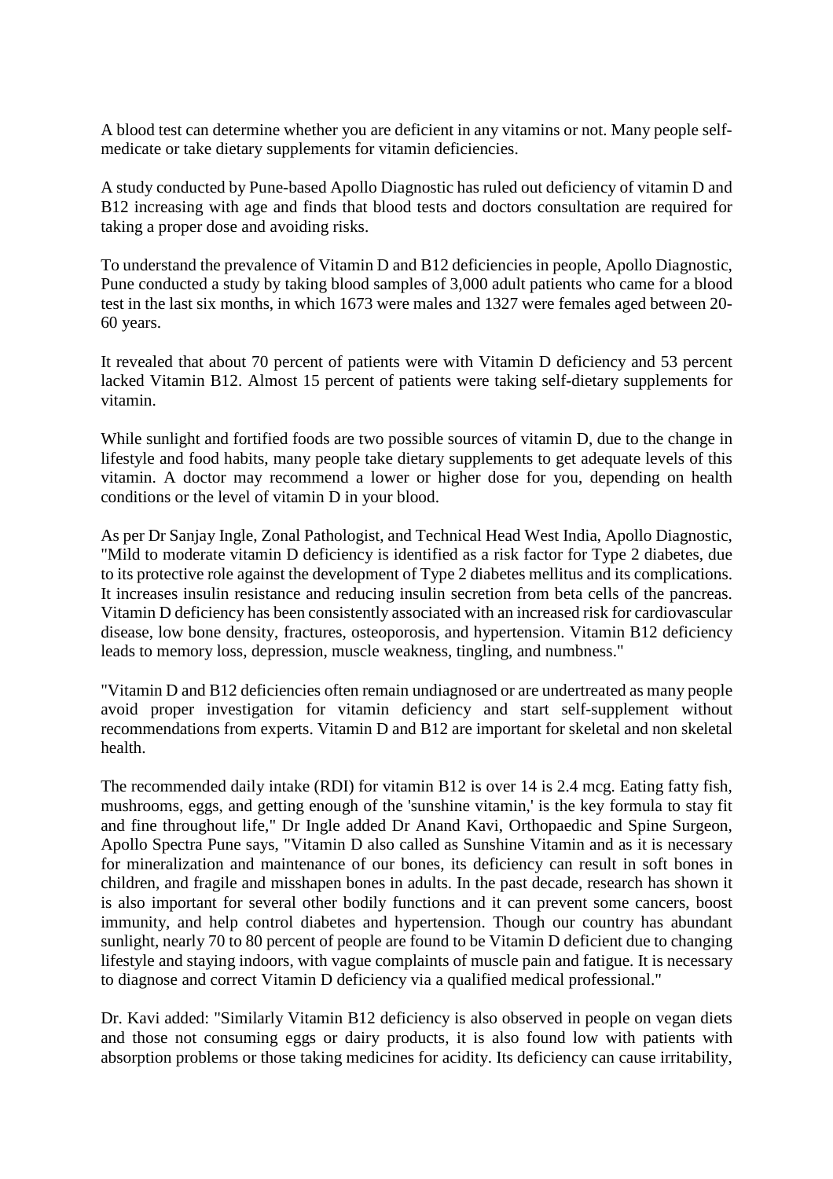A blood test can determine whether you are deficient in any vitamins or not. Many people self-medicate or take dietary supplements for vitamin deficiencies.

A study conducted by Pune-based Apollo Diagnostic has ruled out deficiency of vitamin D and B12 increasing with age and finds that blood tests and doctors consultation are required for taking a proper dose and avoiding risks.

To understand the prevalence of Vitamin D and B12 deficiencies in people, Apollo Diagnostic, Pune conducted a study by taking blood samples of 3,000 adult patients who came for a blood test in the last six months, in which 1673 were males and 1327 were females aged between 20-60 years.

It revealed that about 70 percent of patients were with Vitamin D deficiency and 53 percent lacked Vitamin B12. Almost 15 percent of patients were taking self-dietary supplements for vitamin.

While sunlight and fortified foods are two possible sources of vitamin D, due to the change in lifestyle and food habits, many people take dietary supplements to get adequate levels of this vitamin. A doctor may recommend a lower or higher dose for you, depending on health conditions or the level of vitamin D in your blood.

As per Dr Sanjay Ingle, Zonal Pathologist, and Technical Head West India, Apollo Diagnostic, "Mild to moderate vitamin D deficiency is identified as a risk factor for Type 2 diabetes, due to its protective role against the development of Type 2 diabetes mellitus and its complications. It increases insulin resistance and reducing insulin secretion from beta cells of the pancreas. Vitamin D deficiency has been consistently associated with an increased risk for cardiovascular disease, low bone density, fractures, osteoporosis, and hypertension. Vitamin B12 deficiency leads to memory loss, depression, muscle weakness, tingling, and numbness."

"Vitamin D and B12 deficiencies often remain undiagnosed or are undertreated as many people avoid proper investigation for vitamin deficiency and start self-supplement without recommendations from experts. Vitamin D and B12 are important for skeletal and non skeletal health.

The recommended daily intake (RDI) for vitamin B12 is over 14 is 2.4 mcg. Eating fatty fish, mushrooms, eggs, and getting enough of the 'sunshine vitamin,' is the key formula to stay fit and fine throughout life," Dr Ingle added Dr Anand Kavi, Orthopaedic and Spine Surgeon, Apollo Spectra Pune says, "Vitamin D also called as Sunshine Vitamin and as it is necessary for mineralization and maintenance of our bones, its deficiency can result in soft bones in children, and fragile and misshapen bones in adults. In the past decade, research has shown it is also important for several other bodily functions and it can prevent some cancers, boost immunity, and help control diabetes and hypertension. Though our country has abundant sunlight, nearly 70 to 80 percent of people are found to be Vitamin D deficient due to changing lifestyle and staying indoors, with vague complaints of muscle pain and fatigue. It is necessary to diagnose and correct Vitamin D deficiency via a qualified medical professional."

Dr. Kavi added: "Similarly Vitamin B12 deficiency is also observed in people on vegan diets and those not consuming eggs or dairy products, it is also found low with patients with absorption problems or those taking medicines for acidity. Its deficiency can cause irritability,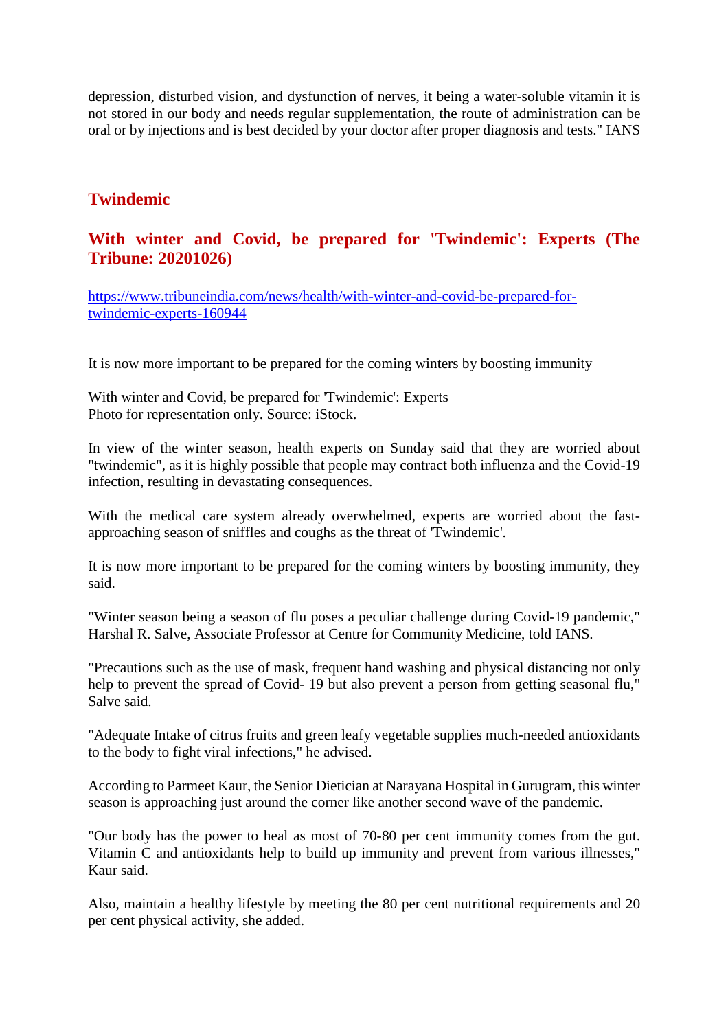depression, disturbed vision, and dysfunction of nerves, it being a water-soluble vitamin it is not stored in our body and needs regular supplementation, the route of administration can be oral or by injections and is best decided by your doctor after proper diagnosis and tests." IANS

## Twindemic

### With winter and Covid, be prepared for 'Twindemic': Experts (The Tribune: 20201026)

https://www.tribuneindia.com/news/health/with-winter-and-covid-be-prepared-for-twindemic-experts-160944

It is now more important to be prepared for the coming winters by boosting immunity

With winter and Covid, be prepared for 'Twindemic': Experts
Photo for representation only. Source: iStock.

In view of the winter season, health experts on Sunday said that they are worried about "twindemic", as it is highly possible that people may contract both influenza and the Covid-19 infection, resulting in devastating consequences.

With the medical care system already overwhelmed, experts are worried about the fast-approaching season of sniffles and coughs as the threat of 'Twindemic'.

It is now more important to be prepared for the coming winters by boosting immunity, they said.

"Winter season being a season of flu poses a peculiar challenge during Covid-19 pandemic," Harshal R. Salve, Associate Professor at Centre for Community Medicine, told IANS.

"Precautions such as the use of mask, frequent hand washing and physical distancing not only help to prevent the spread of Covid- 19 but also prevent a person from getting seasonal flu," Salve said.

"Adequate Intake of citrus fruits and green leafy vegetable supplies much-needed antioxidants to the body to fight viral infections," he advised.

According to Parmeet Kaur, the Senior Dietician at Narayana Hospital in Gurugram, this winter season is approaching just around the corner like another second wave of the pandemic.

"Our body has the power to heal as most of 70-80 per cent immunity comes from the gut. Vitamin C and antioxidants help to build up immunity and prevent from various illnesses," Kaur said.

Also, maintain a healthy lifestyle by meeting the 80 per cent nutritional requirements and 20 per cent physical activity, she added.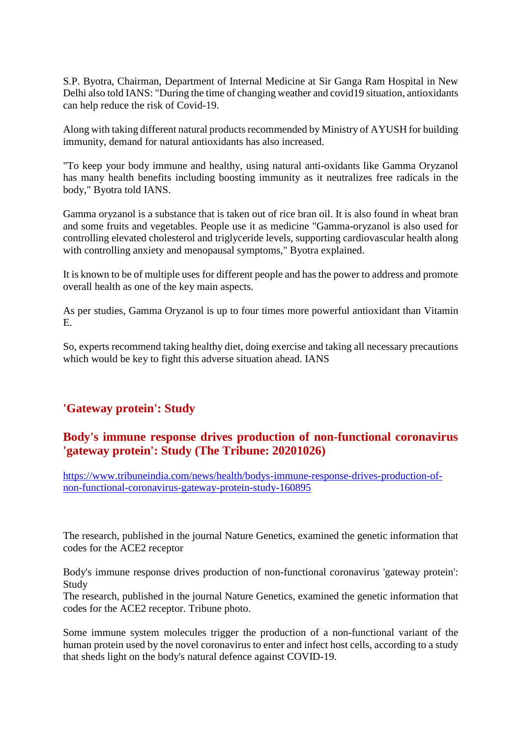S.P. Byotra, Chairman, Department of Internal Medicine at Sir Ganga Ram Hospital in New Delhi also told IANS: "During the time of changing weather and covid19 situation, antioxidants can help reduce the risk of Covid-19.

Along with taking different natural products recommended by Ministry of AYUSH for building immunity, demand for natural antioxidants has also increased.

"To keep your body immune and healthy, using natural anti-oxidants like Gamma Oryzanol has many health benefits including boosting immunity as it neutralizes free radicals in the body," Byotra told IANS.

Gamma oryzanol is a substance that is taken out of rice bran oil. It is also found in wheat bran and some fruits and vegetables. People use it as medicine "Gamma-oryzanol is also used for controlling elevated cholesterol and triglyceride levels, supporting cardiovascular health along with controlling anxiety and menopausal symptoms," Byotra explained.

It is known to be of multiple uses for different people and has the power to address and promote overall health as one of the key main aspects.

As per studies, Gamma Oryzanol is up to four times more powerful antioxidant than Vitamin E.

So, experts recommend taking healthy diet, doing exercise and taking all necessary precautions which would be key to fight this adverse situation ahead. IANS

## 'Gateway protein': Study

## Body's immune response drives production of non-functional coronavirus 'gateway protein': Study (The Tribune: 20201026)

https://www.tribuneindia.com/news/health/bodys-immune-response-drives-production-of-non-functional-coronavirus-gateway-protein-study-160895

The research, published in the journal Nature Genetics, examined the genetic information that codes for the ACE2 receptor

Body's immune response drives production of non-functional coronavirus 'gateway protein': Study
The research, published in the journal Nature Genetics, examined the genetic information that codes for the ACE2 receptor. Tribune photo.

Some immune system molecules trigger the production of a non-functional variant of the human protein used by the novel coronavirus to enter and infect host cells, according to a study that sheds light on the body's natural defence against COVID-19.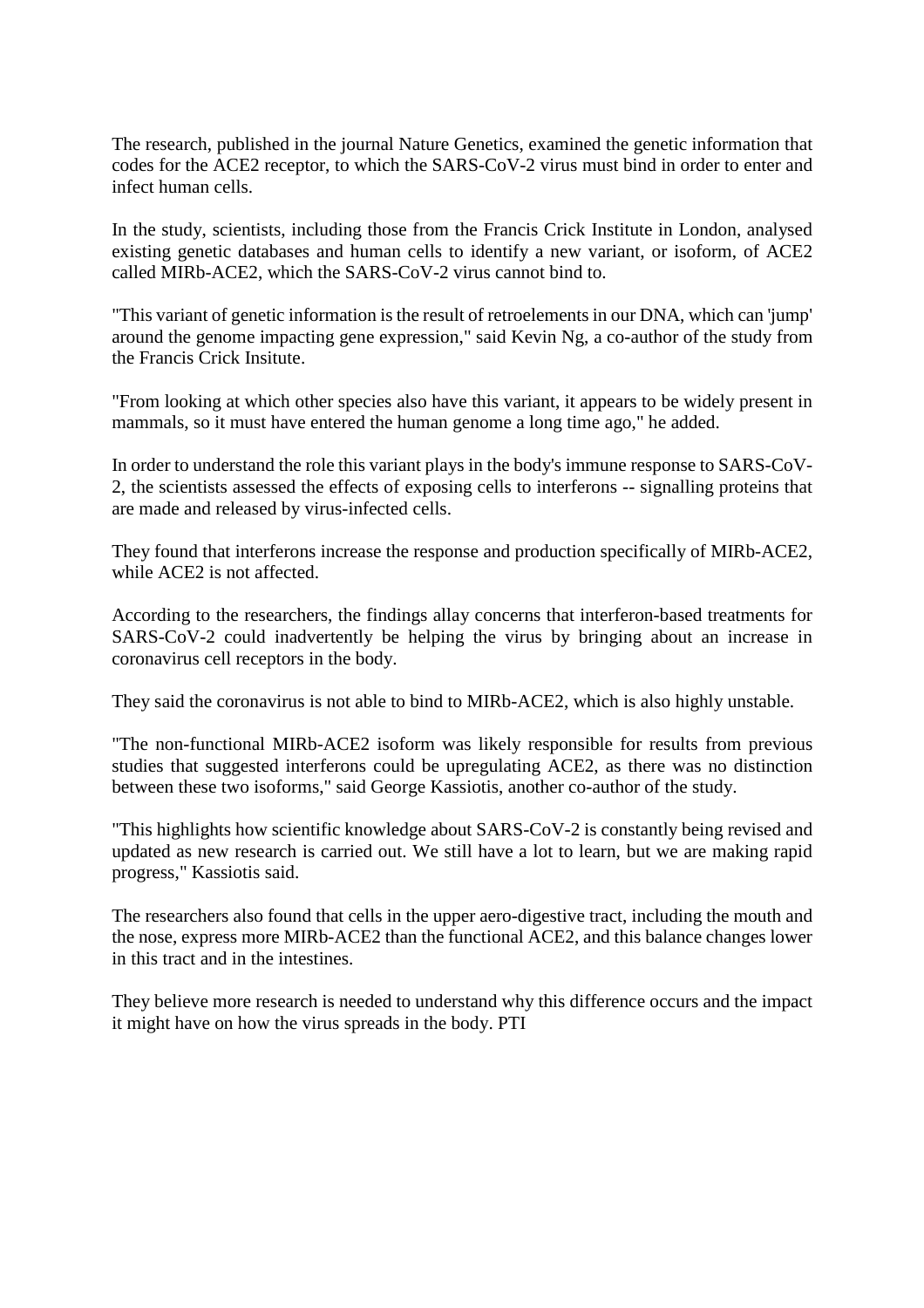The research, published in the journal Nature Genetics, examined the genetic information that codes for the ACE2 receptor, to which the SARS-CoV-2 virus must bind in order to enter and infect human cells.

In the study, scientists, including those from the Francis Crick Institute in London, analysed existing genetic databases and human cells to identify a new variant, or isoform, of ACE2 called MIRb-ACE2, which the SARS-CoV-2 virus cannot bind to.

"This variant of genetic information is the result of retroelements in our DNA, which can 'jump' around the genome impacting gene expression," said Kevin Ng, a co-author of the study from the Francis Crick Insitute.

"From looking at which other species also have this variant, it appears to be widely present in mammals, so it must have entered the human genome a long time ago," he added.

In order to understand the role this variant plays in the body's immune response to SARS-CoV-2, the scientists assessed the effects of exposing cells to interferons -- signalling proteins that are made and released by virus-infected cells.

They found that interferons increase the response and production specifically of MIRb-ACE2, while ACE2 is not affected.

According to the researchers, the findings allay concerns that interferon-based treatments for SARS-CoV-2 could inadvertently be helping the virus by bringing about an increase in coronavirus cell receptors in the body.

They said the coronavirus is not able to bind to MIRb-ACE2, which is also highly unstable.

"The non-functional MIRb-ACE2 isoform was likely responsible for results from previous studies that suggested interferons could be upregulating ACE2, as there was no distinction between these two isoforms," said George Kassiotis, another co-author of the study.

"This highlights how scientific knowledge about SARS-CoV-2 is constantly being revised and updated as new research is carried out. We still have a lot to learn, but we are making rapid progress," Kassiotis said.

The researchers also found that cells in the upper aero-digestive tract, including the mouth and the nose, express more MIRb-ACE2 than the functional ACE2, and this balance changes lower in this tract and in the intestines.

They believe more research is needed to understand why this difference occurs and the impact it might have on how the virus spreads in the body. PTI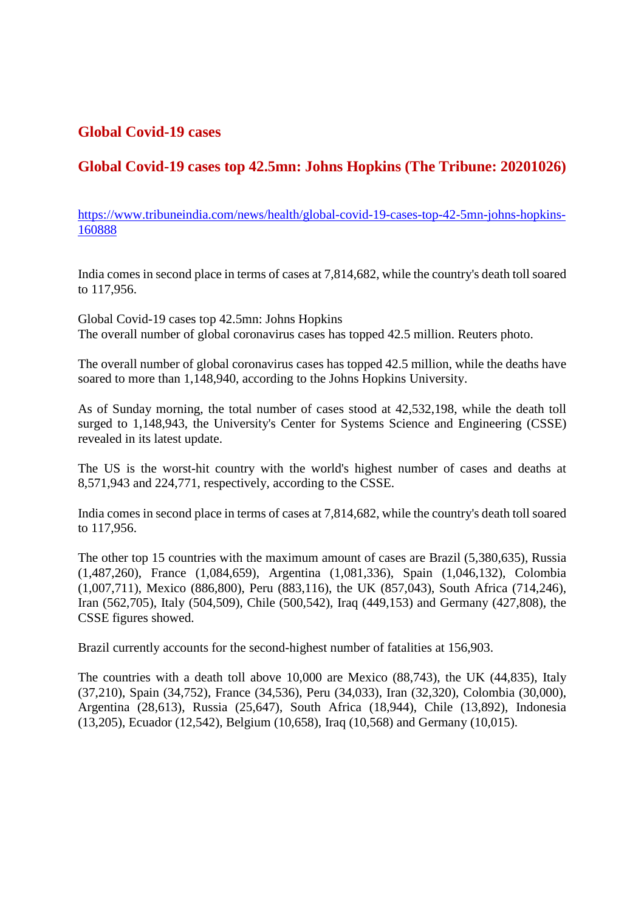## Global Covid-19 cases

## Global Covid-19 cases top 42.5mn: Johns Hopkins (The Tribune: 20201026)

https://www.tribuneindia.com/news/health/global-covid-19-cases-top-42-5mn-johns-hopkins-160888

India comes in second place in terms of cases at 7,814,682, while the country's death toll soared to 117,956.

Global Covid-19 cases top 42.5mn: Johns Hopkins
The overall number of global coronavirus cases has topped 42.5 million. Reuters photo.

The overall number of global coronavirus cases has topped 42.5 million, while the deaths have soared to more than 1,148,940, according to the Johns Hopkins University.

As of Sunday morning, the total number of cases stood at 42,532,198, while the death toll surged to 1,148,943, the University's Center for Systems Science and Engineering (CSSE) revealed in its latest update.

The US is the worst-hit country with the world's highest number of cases and deaths at 8,571,943 and 224,771, respectively, according to the CSSE.

India comes in second place in terms of cases at 7,814,682, while the country's death toll soared to 117,956.

The other top 15 countries with the maximum amount of cases are Brazil (5,380,635), Russia (1,487,260), France (1,084,659), Argentina (1,081,336), Spain (1,046,132), Colombia (1,007,711), Mexico (886,800), Peru (883,116), the UK (857,043), South Africa (714,246), Iran (562,705), Italy (504,509), Chile (500,542), Iraq (449,153) and Germany (427,808), the CSSE figures showed.

Brazil currently accounts for the second-highest number of fatalities at 156,903.

The countries with a death toll above 10,000 are Mexico (88,743), the UK (44,835), Italy (37,210), Spain (34,752), France (34,536), Peru (34,033), Iran (32,320), Colombia (30,000), Argentina (28,613), Russia (25,647), South Africa (18,944), Chile (13,892), Indonesia (13,205), Ecuador (12,542), Belgium (10,658), Iraq (10,568) and Germany (10,015).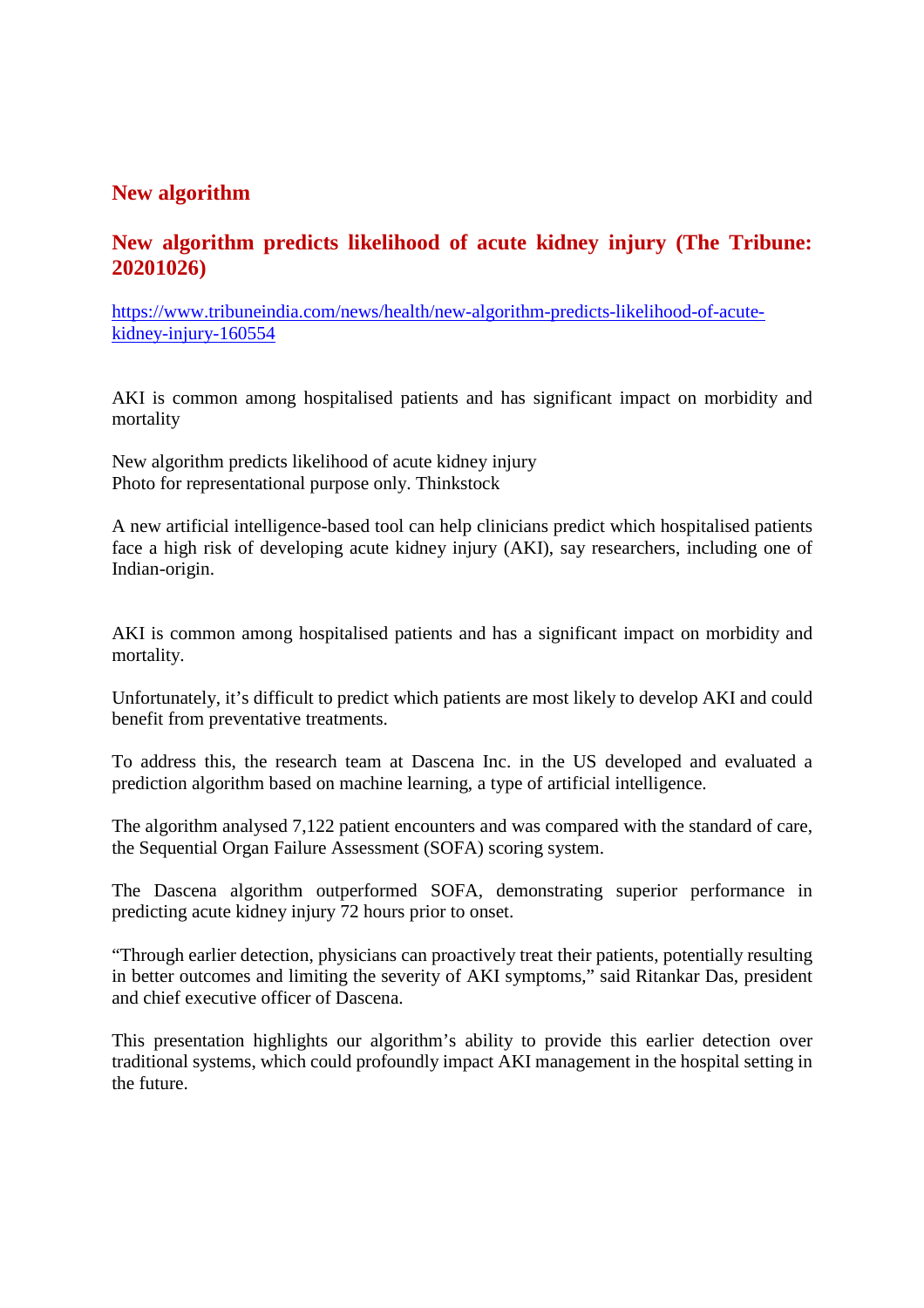## New algorithm

## New algorithm predicts likelihood of acute kidney injury (The Tribune: 20201026)

https://www.tribuneindia.com/news/health/new-algorithm-predicts-likelihood-of-acute-kidney-injury-160554

AKI is common among hospitalised patients and has significant impact on morbidity and mortality

New algorithm predicts likelihood of acute kidney injury
Photo for representational purpose only. Thinkstock

A new artificial intelligence-based tool can help clinicians predict which hospitalised patients face a high risk of developing acute kidney injury (AKI), say researchers, including one of Indian-origin.

AKI is common among hospitalised patients and has a significant impact on morbidity and mortality.

Unfortunately, it's difficult to predict which patients are most likely to develop AKI and could benefit from preventative treatments.

To address this, the research team at Dascena Inc. in the US developed and evaluated a prediction algorithm based on machine learning, a type of artificial intelligence.

The algorithm analysed 7,122 patient encounters and was compared with the standard of care, the Sequential Organ Failure Assessment (SOFA) scoring system.

The Dascena algorithm outperformed SOFA, demonstrating superior performance in predicting acute kidney injury 72 hours prior to onset.

"Through earlier detection, physicians can proactively treat their patients, potentially resulting in better outcomes and limiting the severity of AKI symptoms," said Ritankar Das, president and chief executive officer of Dascena.

This presentation highlights our algorithm's ability to provide this earlier detection over traditional systems, which could profoundly impact AKI management in the hospital setting in the future.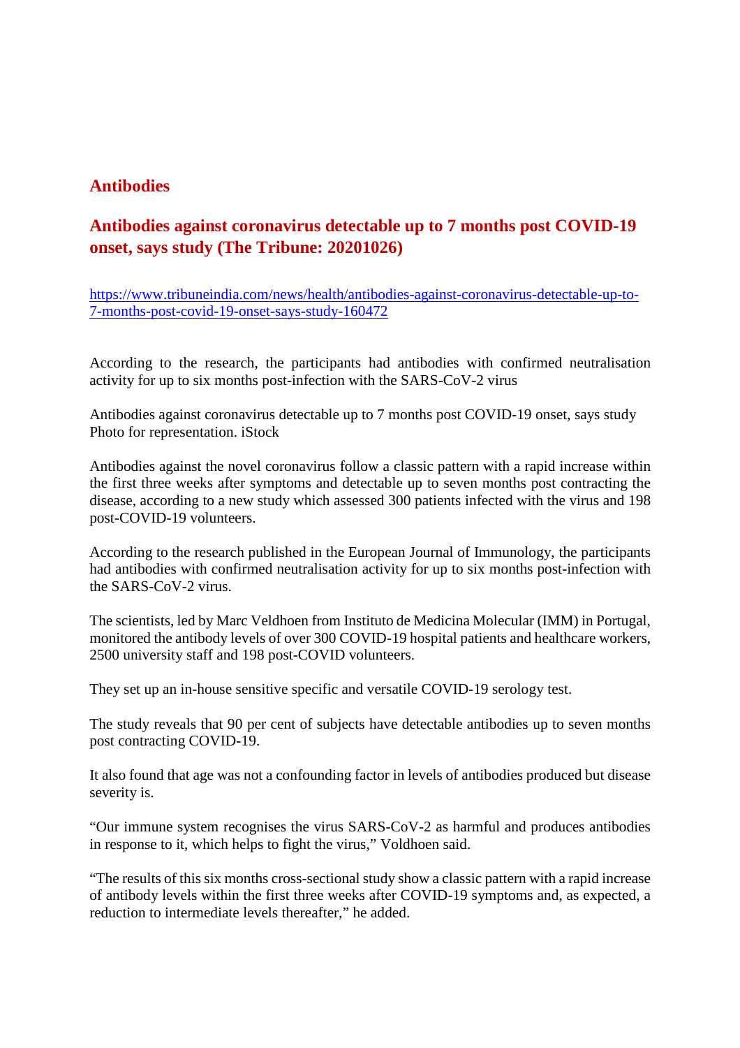## Antibodies

### Antibodies against coronavirus detectable up to 7 months post COVID-19 onset, says study (The Tribune: 20201026)

https://www.tribuneindia.com/news/health/antibodies-against-coronavirus-detectable-up-to-7-months-post-covid-19-onset-says-study-160472

According to the research, the participants had antibodies with confirmed neutralisation activity for up to six months post-infection with the SARS-CoV-2 virus

Antibodies against coronavirus detectable up to 7 months post COVID-19 onset, says study
Photo for representation. iStock

Antibodies against the novel coronavirus follow a classic pattern with a rapid increase within the first three weeks after symptoms and detectable up to seven months post contracting the disease, according to a new study which assessed 300 patients infected with the virus and 198 post-COVID-19 volunteers.

According to the research published in the European Journal of Immunology, the participants had antibodies with confirmed neutralisation activity for up to six months post-infection with the SARS-CoV-2 virus.

The scientists, led by Marc Veldhoen from Instituto de Medicina Molecular (IMM) in Portugal, monitored the antibody levels of over 300 COVID-19 hospital patients and healthcare workers, 2500 university staff and 198 post-COVID volunteers.

They set up an in-house sensitive specific and versatile COVID-19 serology test.

The study reveals that 90 per cent of subjects have detectable antibodies up to seven months post contracting COVID-19.

It also found that age was not a confounding factor in levels of antibodies produced but disease severity is.

"Our immune system recognises the virus SARS-CoV-2 as harmful and produces antibodies in response to it, which helps to fight the virus," Voldhoen said.

"The results of this six months cross-sectional study show a classic pattern with a rapid increase of antibody levels within the first three weeks after COVID-19 symptoms and, as expected, a reduction to intermediate levels thereafter," he added.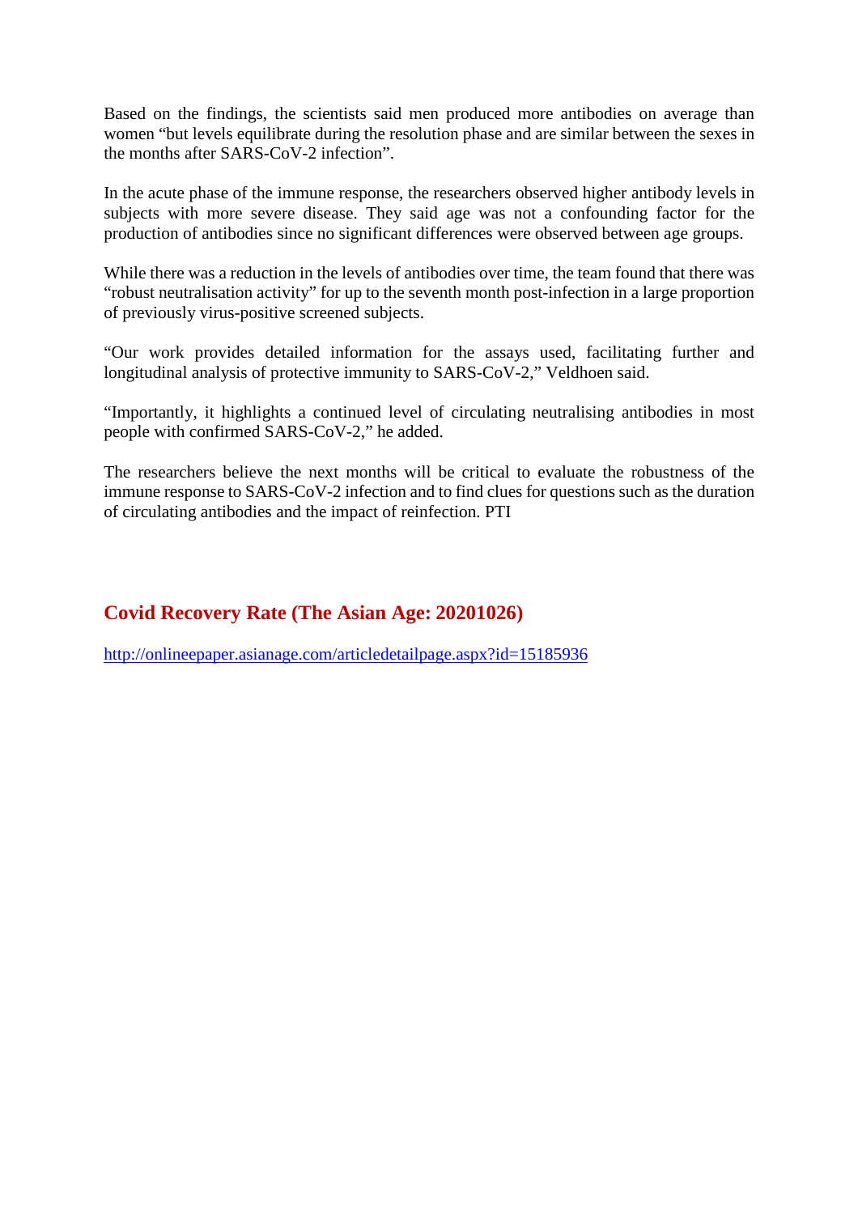Based on the findings, the scientists said men produced more antibodies on average than women “but levels equilibrate during the resolution phase and are similar between the sexes in the months after SARS-CoV-2 infection”.

In the acute phase of the immune response, the researchers observed higher antibody levels in subjects with more severe disease. They said age was not a confounding factor for the production of antibodies since no significant differences were observed between age groups.

While there was a reduction in the levels of antibodies over time, the team found that there was “robust neutralisation activity” for up to the seventh month post-infection in a large proportion of previously virus-positive screened subjects.

“Our work provides detailed information for the assays used, facilitating further and longitudinal analysis of protective immunity to SARS-CoV-2,” Veldhoen said.

“Importantly, it highlights a continued level of circulating neutralising antibodies in most people with confirmed SARS-CoV-2,” he added.

The researchers believe the next months will be critical to evaluate the robustness of the immune response to SARS-CoV-2 infection and to find clues for questions such as the duration of circulating antibodies and the impact of reinfection. PTI

## Covid Recovery Rate (The Asian Age: 20201026)

http://onlineepaper.asianage.com/articledetailpage.aspx?id=15185936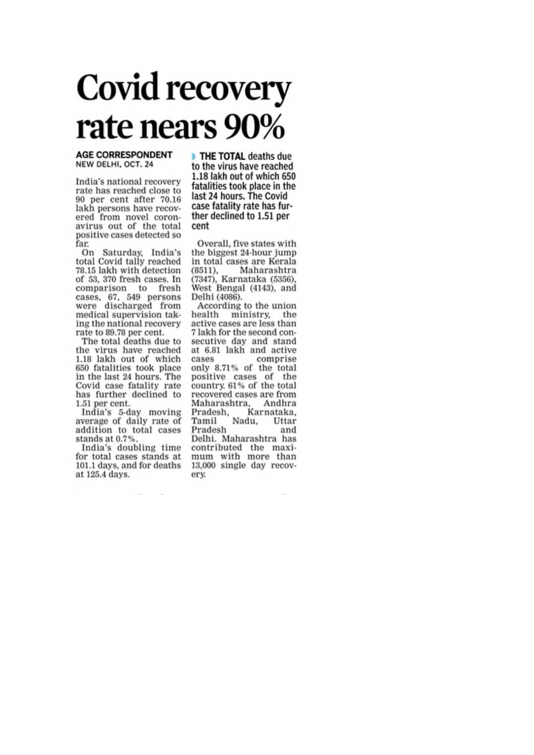# Covid recovery rate nears 90%

**AGE CORRESPONDENT**
NEW DELHI, OCT. 24

India's national recovery rate has reached close to 90 per cent after 70.16 lakh persons have recovered from novel coronavirus out of the total positive cases detected so far.

On Saturday, India's total Covid tally reached 78.15 lakh with detection of 53, 370 fresh cases. In comparison to fresh cases, 67, 549 persons were discharged from medical supervision taking the national recovery rate to 89.78 per cent.

The total deaths due to the virus have reached 1.18 lakh out of which 650 fatalities took place in the last 24 hours. The Covid case fatality rate has further declined to 1.51 per cent.

India's 5-day moving average of daily rate of addition to total cases stands at 0.7%.

India's doubling time for total cases stands at 101.1 days, and for deaths at 125.4 days.

> **THE TOTAL** deaths due to the virus have reached 1.18 lakh out of which 650 fatalities took place in the last 24 hours. The Covid case fatality rate has further declined to 1.51 per cent

Overall, five states with the biggest 24-hour jump in total cases are Kerala (8511), Maharashtra (7347), Karnataka (5356), West Bengal (4143), and Delhi (4086).

According to the union health ministry, the active cases are less than 7 lakh for the second consecutive day and stand at 6.81 lakh and active cases comprise only 8.71% of the total positive cases of the country. 61% of the total recovered cases are from Maharashtra, Andhra Pradesh, Karnataka, Tamil Nadu, Uttar Pradesh and Delhi. Maharashtra has contributed the maximum with more than 13,000 single day recovery.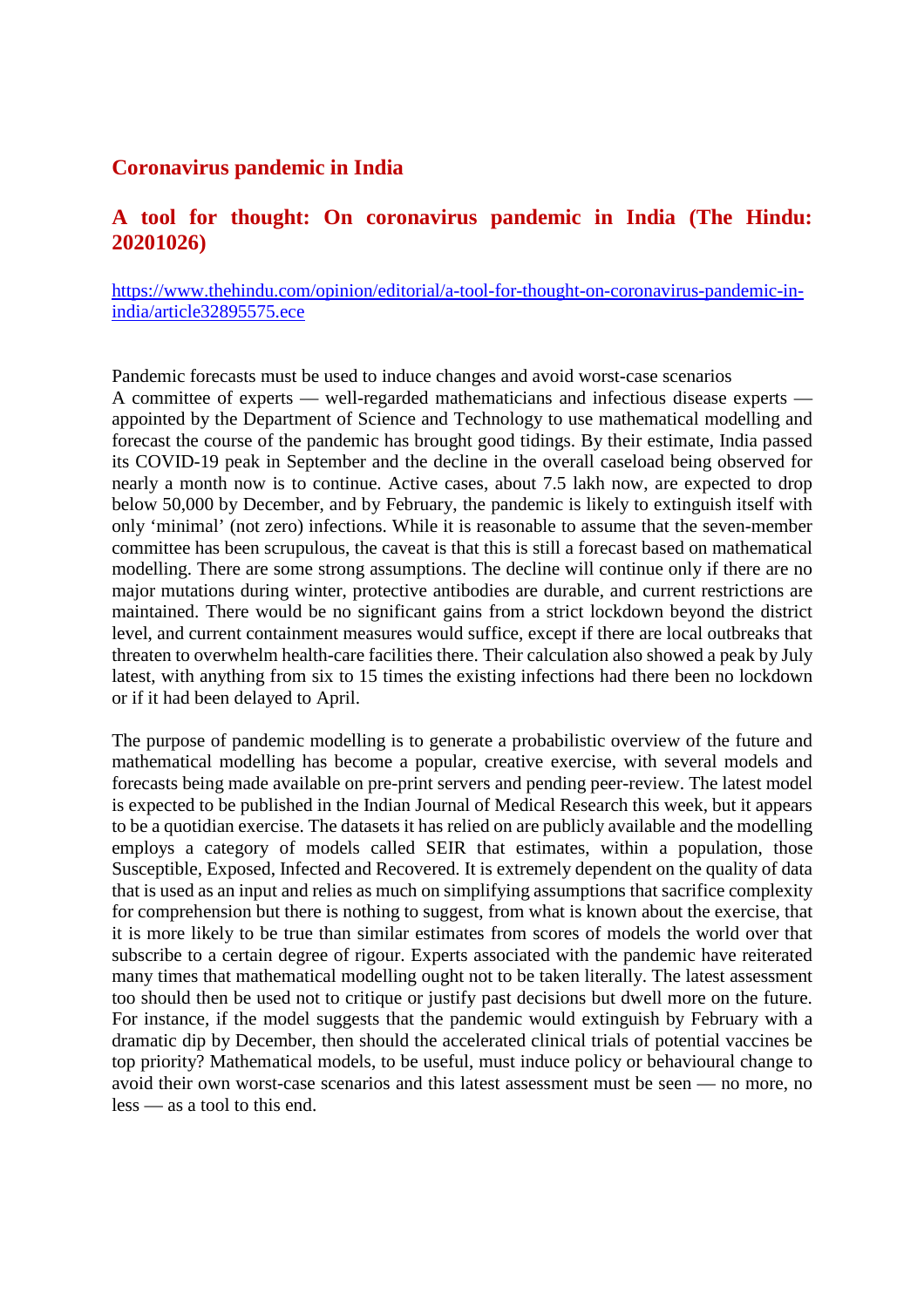## Coronavirus pandemic in India

### A tool for thought: On coronavirus pandemic in India (The Hindu: 20201026)

[https://www.thehindu.com/opinion/editorial/a-tool-for-thought-on-coronavirus-pandemic-in-india/article32895575.ece](https://www.thehindu.com/opinion/editorial/a-tool-for-thought-on-coronavirus-pandemic-in-india/article32895575.ece)

Pandemic forecasts must be used to induce changes and avoid worst-case scenarios

A committee of experts — well-regarded mathematicians and infectious disease experts — appointed by the Department of Science and Technology to use mathematical modelling and forecast the course of the pandemic has brought good tidings. By their estimate, India passed its COVID-19 peak in September and the decline in the overall caseload being observed for nearly a month now is to continue. Active cases, about 7.5 lakh now, are expected to drop below 50,000 by December, and by February, the pandemic is likely to extinguish itself with only 'minimal' (not zero) infections. While it is reasonable to assume that the seven-member committee has been scrupulous, the caveat is that this is still a forecast based on mathematical modelling. There are some strong assumptions. The decline will continue only if there are no major mutations during winter, protective antibodies are durable, and current restrictions are maintained. There would be no significant gains from a strict lockdown beyond the district level, and current containment measures would suffice, except if there are local outbreaks that threaten to overwhelm health-care facilities there. Their calculation also showed a peak by July latest, with anything from six to 15 times the existing infections had there been no lockdown or if it had been delayed to April.

The purpose of pandemic modelling is to generate a probabilistic overview of the future and mathematical modelling has become a popular, creative exercise, with several models and forecasts being made available on pre-print servers and pending peer-review. The latest model is expected to be published in the Indian Journal of Medical Research this week, but it appears to be a quotidian exercise. The datasets it has relied on are publicly available and the modelling employs a category of models called SEIR that estimates, within a population, those Susceptible, Exposed, Infected and Recovered. It is extremely dependent on the quality of data that is used as an input and relies as much on simplifying assumptions that sacrifice complexity for comprehension but there is nothing to suggest, from what is known about the exercise, that it is more likely to be true than similar estimates from scores of models the world over that subscribe to a certain degree of rigour. Experts associated with the pandemic have reiterated many times that mathematical modelling ought not to be taken literally. The latest assessment too should then be used not to critique or justify past decisions but dwell more on the future. For instance, if the model suggests that the pandemic would extinguish by February with a dramatic dip by December, then should the accelerated clinical trials of potential vaccines be top priority? Mathematical models, to be useful, must induce policy or behavioural change to avoid their own worst-case scenarios and this latest assessment must be seen — no more, no less — as a tool to this end.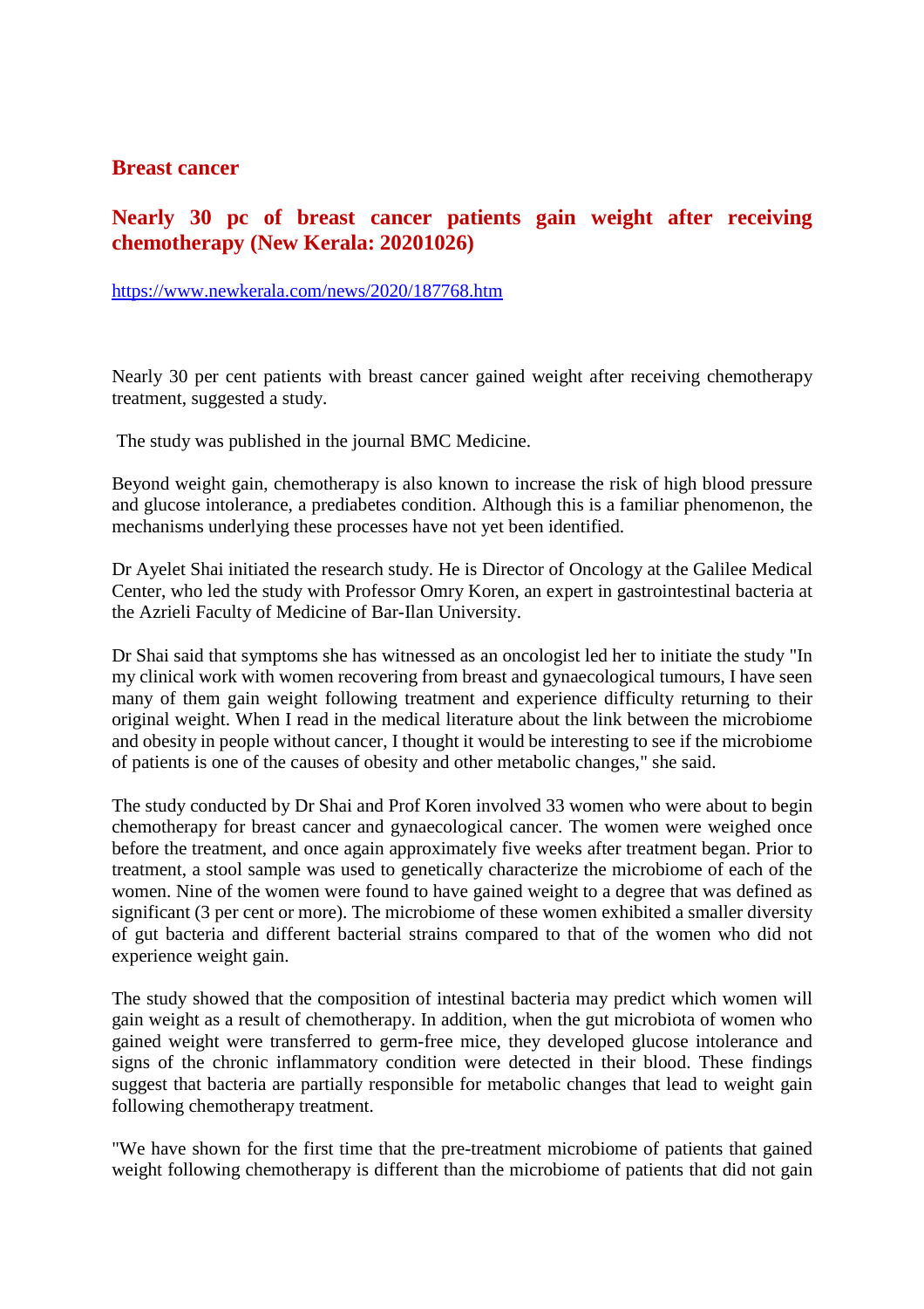## Breast cancer

### Nearly 30 pc of breast cancer patients gain weight after receiving chemotherapy (New Kerala: 20201026)

https://www.newkerala.com/news/2020/187768.htm

Nearly 30 per cent patients with breast cancer gained weight after receiving chemotherapy treatment, suggested a study.

The study was published in the journal BMC Medicine.

Beyond weight gain, chemotherapy is also known to increase the risk of high blood pressure and glucose intolerance, a prediabetes condition. Although this is a familiar phenomenon, the mechanisms underlying these processes have not yet been identified.

Dr Ayelet Shai initiated the research study. He is Director of Oncology at the Galilee Medical Center, who led the study with Professor Omry Koren, an expert in gastrointestinal bacteria at the Azrieli Faculty of Medicine of Bar-Ilan University.

Dr Shai said that symptoms she has witnessed as an oncologist led her to initiate the study "In my clinical work with women recovering from breast and gynaecological tumours, I have seen many of them gain weight following treatment and experience difficulty returning to their original weight. When I read in the medical literature about the link between the microbiome and obesity in people without cancer, I thought it would be interesting to see if the microbiome of patients is one of the causes of obesity and other metabolic changes," she said.

The study conducted by Dr Shai and Prof Koren involved 33 women who were about to begin chemotherapy for breast cancer and gynaecological cancer. The women were weighed once before the treatment, and once again approximately five weeks after treatment began. Prior to treatment, a stool sample was used to genetically characterize the microbiome of each of the women. Nine of the women were found to have gained weight to a degree that was defined as significant (3 per cent or more). The microbiome of these women exhibited a smaller diversity of gut bacteria and different bacterial strains compared to that of the women who did not experience weight gain.

The study showed that the composition of intestinal bacteria may predict which women will gain weight as a result of chemotherapy. In addition, when the gut microbiota of women who gained weight were transferred to germ-free mice, they developed glucose intolerance and signs of the chronic inflammatory condition were detected in their blood. These findings suggest that bacteria are partially responsible for metabolic changes that lead to weight gain following chemotherapy treatment.

"We have shown for the first time that the pre-treatment microbiome of patients that gained weight following chemotherapy is different than the microbiome of patients that did not gain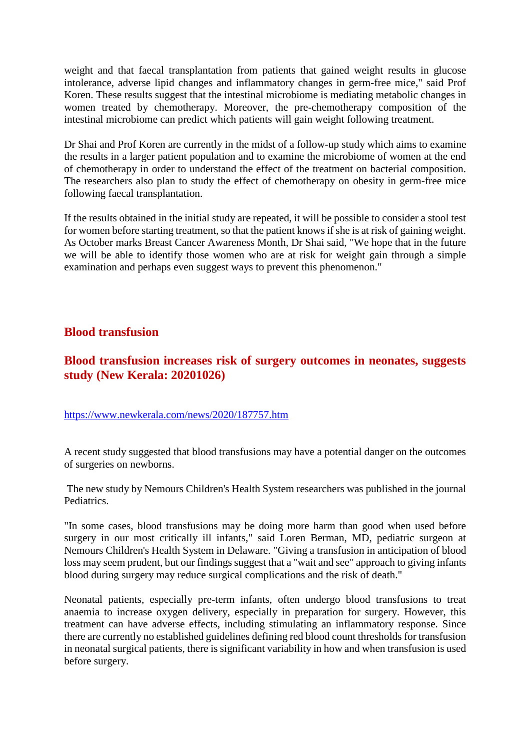weight and that faecal transplantation from patients that gained weight results in glucose intolerance, adverse lipid changes and inflammatory changes in germ-free mice," said Prof Koren. These results suggest that the intestinal microbiome is mediating metabolic changes in women treated by chemotherapy. Moreover, the pre-chemotherapy composition of the intestinal microbiome can predict which patients will gain weight following treatment.

Dr Shai and Prof Koren are currently in the midst of a follow-up study which aims to examine the results in a larger patient population and to examine the microbiome of women at the end of chemotherapy in order to understand the effect of the treatment on bacterial composition. The researchers also plan to study the effect of chemotherapy on obesity in germ-free mice following faecal transplantation.

If the results obtained in the initial study are repeated, it will be possible to consider a stool test for women before starting treatment, so that the patient knows if she is at risk of gaining weight. As October marks Breast Cancer Awareness Month, Dr Shai said, "We hope that in the future we will be able to identify those women who are at risk for weight gain through a simple examination and perhaps even suggest ways to prevent this phenomenon."

## Blood transfusion

### Blood transfusion increases risk of surgery outcomes in neonates, suggests study (New Kerala: 20201026)

https://www.newkerala.com/news/2020/187757.htm

A recent study suggested that blood transfusions may have a potential danger on the outcomes of surgeries on newborns.

The new study by Nemours Children's Health System researchers was published in the journal Pediatrics.

"In some cases, blood transfusions may be doing more harm than good when used before surgery in our most critically ill infants," said Loren Berman, MD, pediatric surgeon at Nemours Children's Health System in Delaware. "Giving a transfusion in anticipation of blood loss may seem prudent, but our findings suggest that a "wait and see" approach to giving infants blood during surgery may reduce surgical complications and the risk of death."

Neonatal patients, especially pre-term infants, often undergo blood transfusions to treat anaemia to increase oxygen delivery, especially in preparation for surgery. However, this treatment can have adverse effects, including stimulating an inflammatory response. Since there are currently no established guidelines defining red blood count thresholds for transfusion in neonatal surgical patients, there is significant variability in how and when transfusion is used before surgery.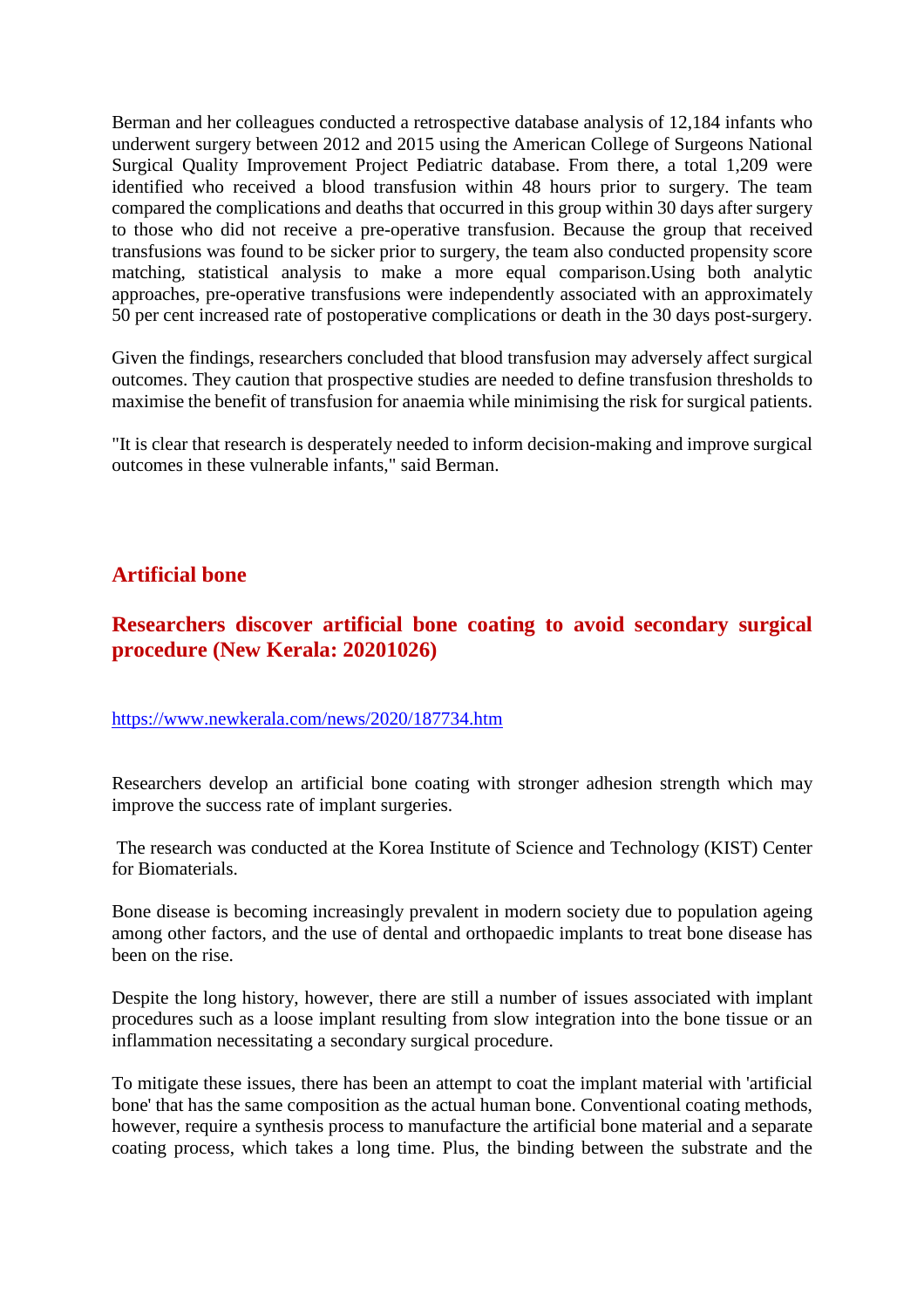Berman and her colleagues conducted a retrospective database analysis of 12,184 infants who underwent surgery between 2012 and 2015 using the American College of Surgeons National Surgical Quality Improvement Project Pediatric database. From there, a total 1,209 were identified who received a blood transfusion within 48 hours prior to surgery. The team compared the complications and deaths that occurred in this group within 30 days after surgery to those who did not receive a pre-operative transfusion. Because the group that received transfusions was found to be sicker prior to surgery, the team also conducted propensity score matching, statistical analysis to make a more equal comparison.Using both analytic approaches, pre-operative transfusions were independently associated with an approximately 50 per cent increased rate of postoperative complications or death in the 30 days post-surgery.

Given the findings, researchers concluded that blood transfusion may adversely affect surgical outcomes. They caution that prospective studies are needed to define transfusion thresholds to maximise the benefit of transfusion for anaemia while minimising the risk for surgical patients.

"It is clear that research is desperately needed to inform decision-making and improve surgical outcomes in these vulnerable infants," said Berman.

## Artificial bone

### Researchers discover artificial bone coating to avoid secondary surgical procedure (New Kerala: 20201026)

https://www.newkerala.com/news/2020/187734.htm

Researchers develop an artificial bone coating with stronger adhesion strength which may improve the success rate of implant surgeries.

The research was conducted at the Korea Institute of Science and Technology (KIST) Center for Biomaterials.

Bone disease is becoming increasingly prevalent in modern society due to population ageing among other factors, and the use of dental and orthopaedic implants to treat bone disease has been on the rise.

Despite the long history, however, there are still a number of issues associated with implant procedures such as a loose implant resulting from slow integration into the bone tissue or an inflammation necessitating a secondary surgical procedure.

To mitigate these issues, there has been an attempt to coat the implant material with 'artificial bone' that has the same composition as the actual human bone. Conventional coating methods, however, require a synthesis process to manufacture the artificial bone material and a separate coating process, which takes a long time. Plus, the binding between the substrate and the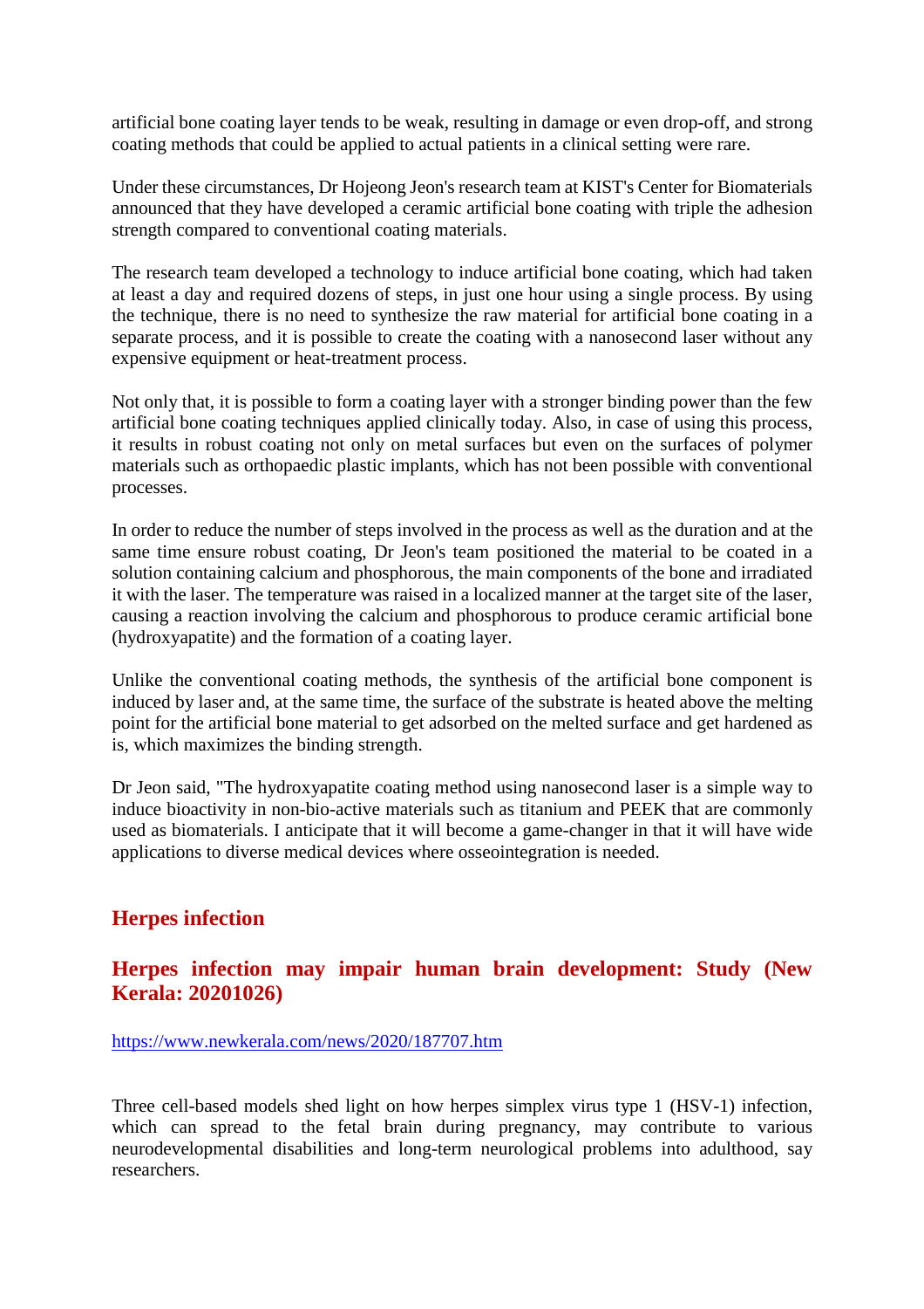artificial bone coating layer tends to be weak, resulting in damage or even drop-off, and strong coating methods that could be applied to actual patients in a clinical setting were rare.

Under these circumstances, Dr Hojeong Jeon's research team at KIST's Center for Biomaterials announced that they have developed a ceramic artificial bone coating with triple the adhesion strength compared to conventional coating materials.

The research team developed a technology to induce artificial bone coating, which had taken at least a day and required dozens of steps, in just one hour using a single process. By using the technique, there is no need to synthesize the raw material for artificial bone coating in a separate process, and it is possible to create the coating with a nanosecond laser without any expensive equipment or heat-treatment process.

Not only that, it is possible to form a coating layer with a stronger binding power than the few artificial bone coating techniques applied clinically today. Also, in case of using this process, it results in robust coating not only on metal surfaces but even on the surfaces of polymer materials such as orthopaedic plastic implants, which has not been possible with conventional processes.

In order to reduce the number of steps involved in the process as well as the duration and at the same time ensure robust coating, Dr Jeon's team positioned the material to be coated in a solution containing calcium and phosphorous, the main components of the bone and irradiated it with the laser. The temperature was raised in a localized manner at the target site of the laser, causing a reaction involving the calcium and phosphorous to produce ceramic artificial bone (hydroxyapatite) and the formation of a coating layer.

Unlike the conventional coating methods, the synthesis of the artificial bone component is induced by laser and, at the same time, the surface of the substrate is heated above the melting point for the artificial bone material to get adsorbed on the melted surface and get hardened as is, which maximizes the binding strength.

Dr Jeon said, "The hydroxyapatite coating method using nanosecond laser is a simple way to induce bioactivity in non-bio-active materials such as titanium and PEEK that are commonly used as biomaterials. I anticipate that it will become a game-changer in that it will have wide applications to diverse medical devices where osseointegration is needed.

## Herpes infection

## Herpes infection may impair human brain development: Study (New Kerala: 20201026)

https://www.newkerala.com/news/2020/187707.htm

Three cell-based models shed light on how herpes simplex virus type 1 (HSV-1) infection, which can spread to the fetal brain during pregnancy, may contribute to various neurodevelopmental disabilities and long-term neurological problems into adulthood, say researchers.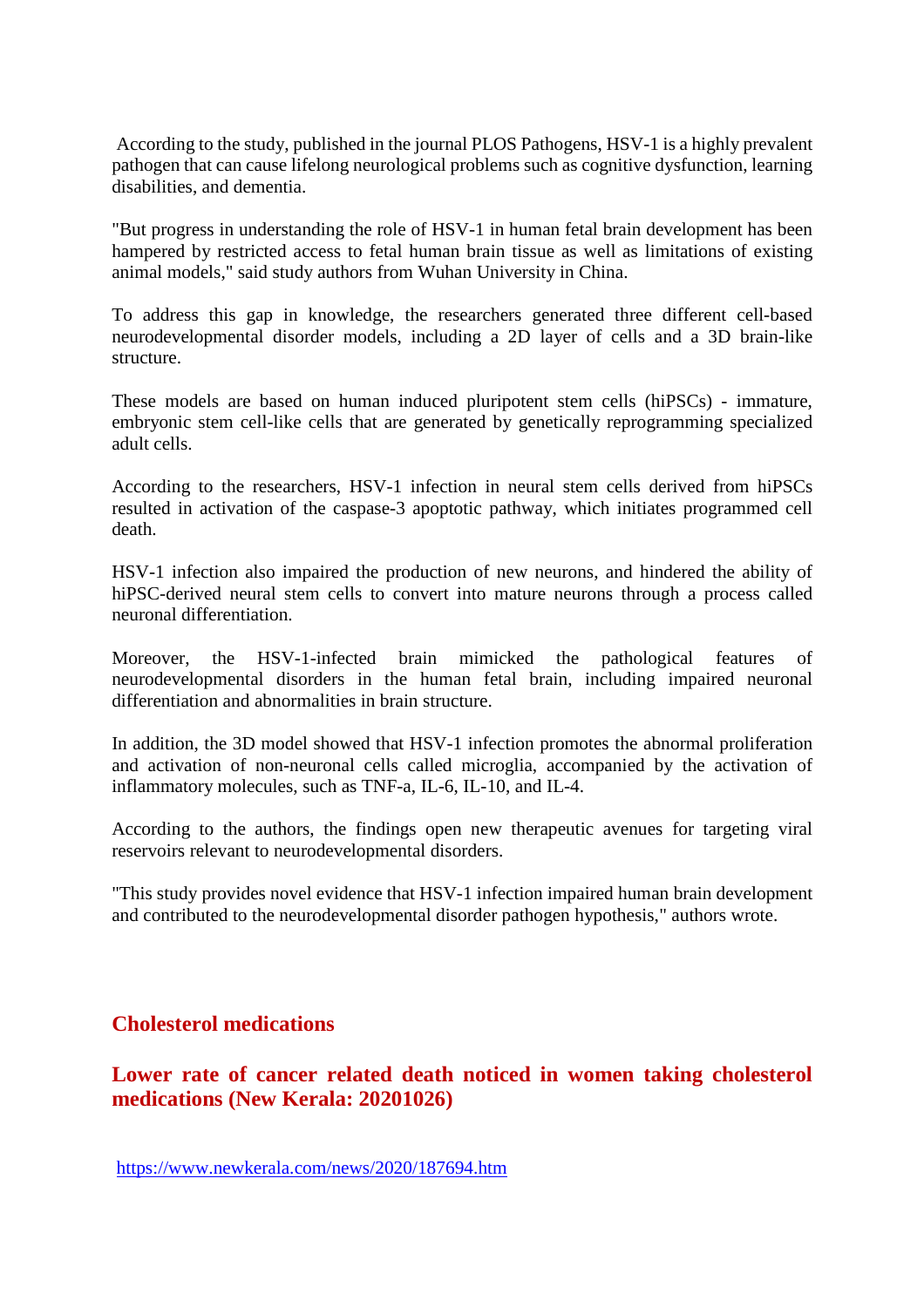According to the study, published in the journal PLOS Pathogens, HSV-1 is a highly prevalent pathogen that can cause lifelong neurological problems such as cognitive dysfunction, learning disabilities, and dementia.

"But progress in understanding the role of HSV-1 in human fetal brain development has been hampered by restricted access to fetal human brain tissue as well as limitations of existing animal models," said study authors from Wuhan University in China.

To address this gap in knowledge, the researchers generated three different cell-based neurodevelopmental disorder models, including a 2D layer of cells and a 3D brain-like structure.

These models are based on human induced pluripotent stem cells (hiPSCs) - immature, embryonic stem cell-like cells that are generated by genetically reprogramming specialized adult cells.

According to the researchers, HSV-1 infection in neural stem cells derived from hiPSCs resulted in activation of the caspase-3 apoptotic pathway, which initiates programmed cell death.

HSV-1 infection also impaired the production of new neurons, and hindered the ability of hiPSC-derived neural stem cells to convert into mature neurons through a process called neuronal differentiation.

Moreover, the HSV-1-infected brain mimicked the pathological features of neurodevelopmental disorders in the human fetal brain, including impaired neuronal differentiation and abnormalities in brain structure.

In addition, the 3D model showed that HSV-1 infection promotes the abnormal proliferation and activation of non-neuronal cells called microglia, accompanied by the activation of inflammatory molecules, such as TNF-a, IL-6, IL-10, and IL-4.

According to the authors, the findings open new therapeutic avenues for targeting viral reservoirs relevant to neurodevelopmental disorders.

"This study provides novel evidence that HSV-1 infection impaired human brain development and contributed to the neurodevelopmental disorder pathogen hypothesis," authors wrote.

## Cholesterol medications

## Lower rate of cancer related death noticed in women taking cholesterol medications (New Kerala: 20201026)

https://www.newkerala.com/news/2020/187694.htm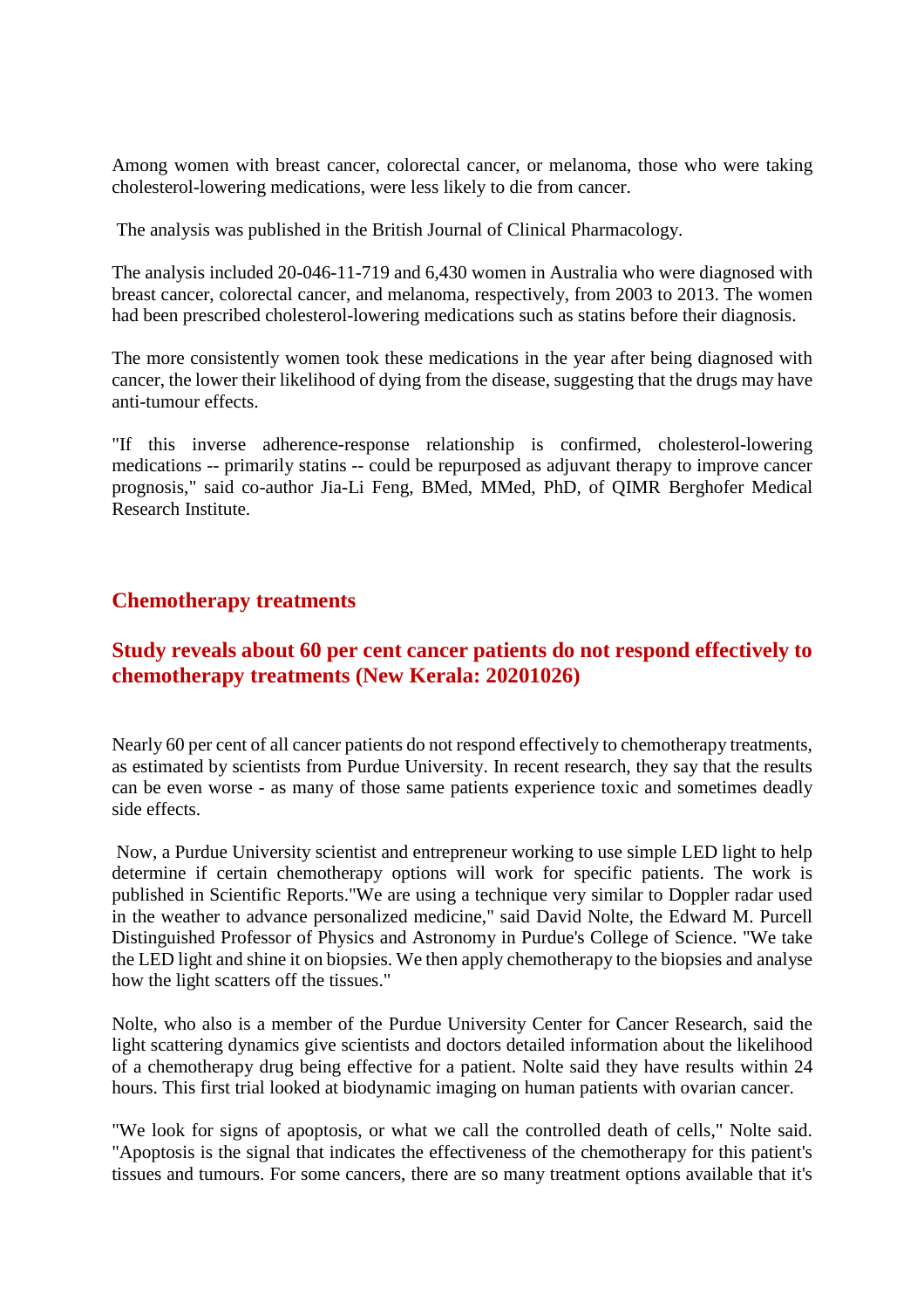Among women with breast cancer, colorectal cancer, or melanoma, those who were taking cholesterol-lowering medications, were less likely to die from cancer.

The analysis was published in the British Journal of Clinical Pharmacology.

The analysis included 20-046-11-719 and 6,430 women in Australia who were diagnosed with breast cancer, colorectal cancer, and melanoma, respectively, from 2003 to 2013. The women had been prescribed cholesterol-lowering medications such as statins before their diagnosis.

The more consistently women took these medications in the year after being diagnosed with cancer, the lower their likelihood of dying from the disease, suggesting that the drugs may have anti-tumour effects.

"If this inverse adherence-response relationship is confirmed, cholesterol-lowering medications -- primarily statins -- could be repurposed as adjuvant therapy to improve cancer prognosis," said co-author Jia-Li Feng, BMed, MMed, PhD, of QIMR Berghofer Medical Research Institute.

## Chemotherapy treatments

### Study reveals about 60 per cent cancer patients do not respond effectively to chemotherapy treatments (New Kerala: 20201026)

Nearly 60 per cent of all cancer patients do not respond effectively to chemotherapy treatments, as estimated by scientists from Purdue University. In recent research, they say that the results can be even worse - as many of those same patients experience toxic and sometimes deadly side effects.

Now, a Purdue University scientist and entrepreneur working to use simple LED light to help determine if certain chemotherapy options will work for specific patients. The work is published in Scientific Reports."We are using a technique very similar to Doppler radar used in the weather to advance personalized medicine," said David Nolte, the Edward M. Purcell Distinguished Professor of Physics and Astronomy in Purdue's College of Science. "We take the LED light and shine it on biopsies. We then apply chemotherapy to the biopsies and analyse how the light scatters off the tissues."

Nolte, who also is a member of the Purdue University Center for Cancer Research, said the light scattering dynamics give scientists and doctors detailed information about the likelihood of a chemotherapy drug being effective for a patient. Nolte said they have results within 24 hours. This first trial looked at biodynamic imaging on human patients with ovarian cancer.

"We look for signs of apoptosis, or what we call the controlled death of cells," Nolte said. "Apoptosis is the signal that indicates the effectiveness of the chemotherapy for this patient's tissues and tumours. For some cancers, there are so many treatment options available that it's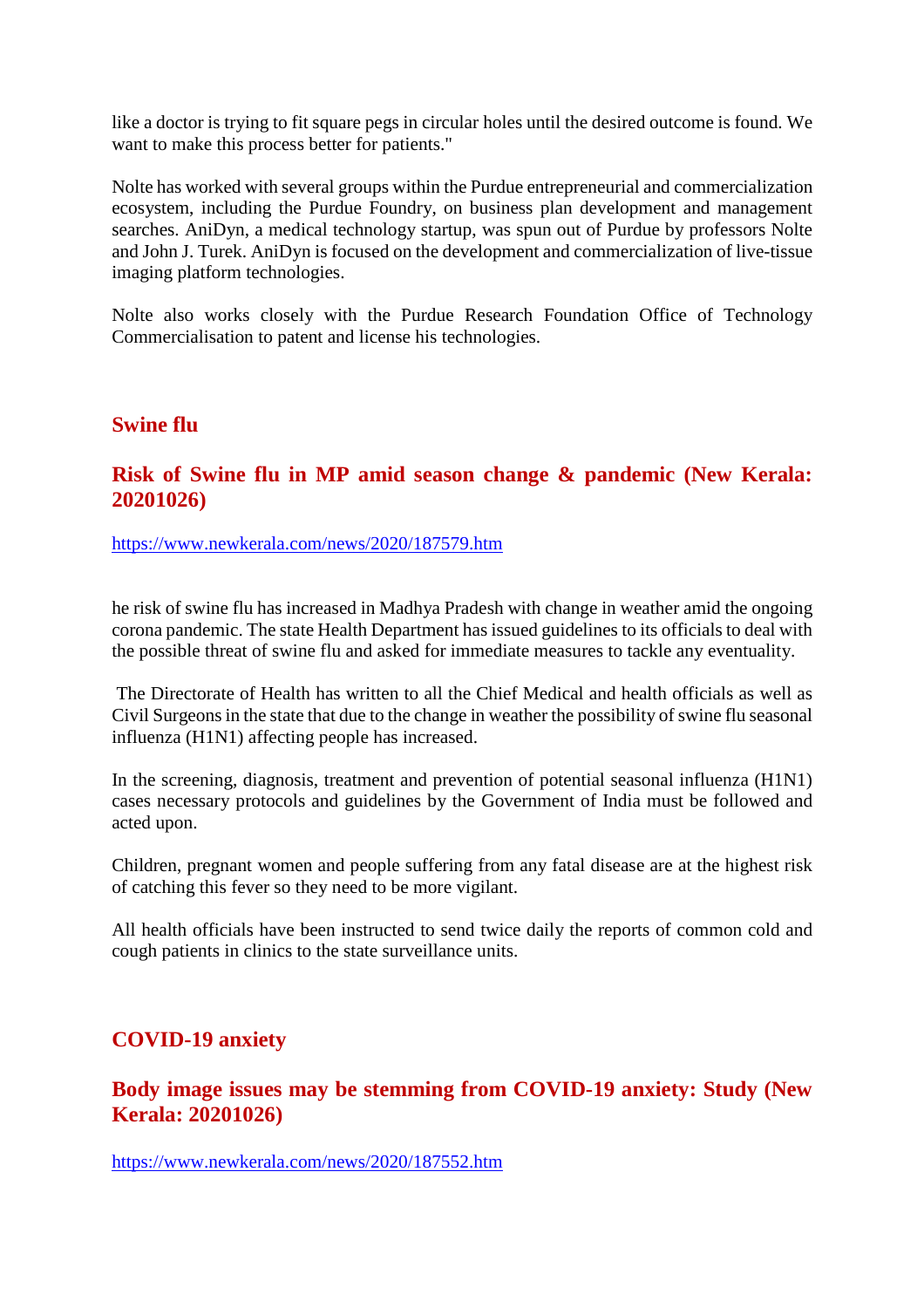like a doctor is trying to fit square pegs in circular holes until the desired outcome is found. We want to make this process better for patients."

Nolte has worked with several groups within the Purdue entrepreneurial and commercialization ecosystem, including the Purdue Foundry, on business plan development and management searches. AniDyn, a medical technology startup, was spun out of Purdue by professors Nolte and John J. Turek. AniDyn is focused on the development and commercialization of live-tissue imaging platform technologies.

Nolte also works closely with the Purdue Research Foundation Office of Technology Commercialisation to patent and license his technologies.

## Swine flu

## Risk of Swine flu in MP amid season change & pandemic (New Kerala: 20201026)

https://www.newkerala.com/news/2020/187579.htm

he risk of swine flu has increased in Madhya Pradesh with change in weather amid the ongoing corona pandemic. The state Health Department has issued guidelines to its officials to deal with the possible threat of swine flu and asked for immediate measures to tackle any eventuality.

The Directorate of Health has written to all the Chief Medical and health officials as well as Civil Surgeons in the state that due to the change in weather the possibility of swine flu seasonal influenza (H1N1) affecting people has increased.

In the screening, diagnosis, treatment and prevention of potential seasonal influenza (H1N1) cases necessary protocols and guidelines by the Government of India must be followed and acted upon.

Children, pregnant women and people suffering from any fatal disease are at the highest risk of catching this fever so they need to be more vigilant.

All health officials have been instructed to send twice daily the reports of common cold and cough patients in clinics to the state surveillance units.

## COVID-19 anxiety

## Body image issues may be stemming from COVID-19 anxiety: Study (New Kerala: 20201026)

https://www.newkerala.com/news/2020/187552.htm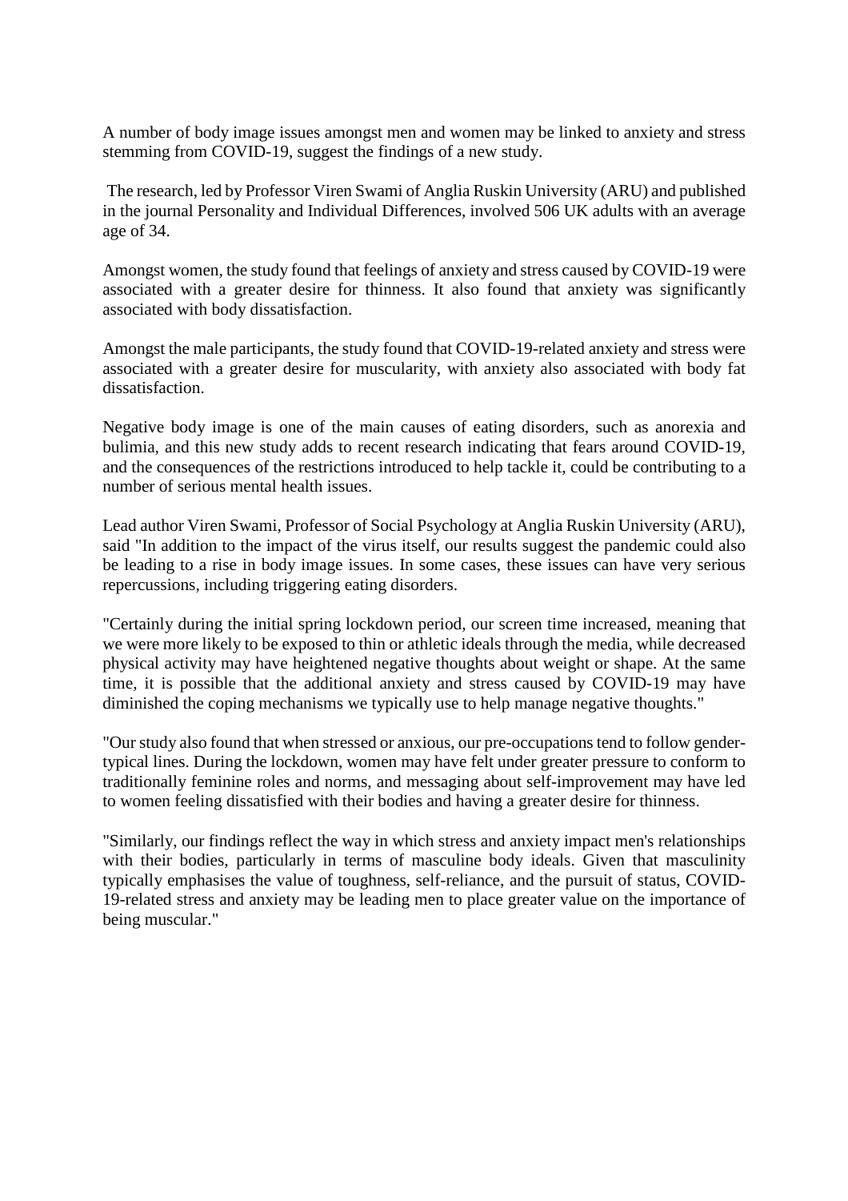A number of body image issues amongst men and women may be linked to anxiety and stress stemming from COVID-19, suggest the findings of a new study.

The research, led by Professor Viren Swami of Anglia Ruskin University (ARU) and published in the journal Personality and Individual Differences, involved 506 UK adults with an average age of 34.

Amongst women, the study found that feelings of anxiety and stress caused by COVID-19 were associated with a greater desire for thinness. It also found that anxiety was significantly associated with body dissatisfaction.

Amongst the male participants, the study found that COVID-19-related anxiety and stress were associated with a greater desire for muscularity, with anxiety also associated with body fat dissatisfaction.

Negative body image is one of the main causes of eating disorders, such as anorexia and bulimia, and this new study adds to recent research indicating that fears around COVID-19, and the consequences of the restrictions introduced to help tackle it, could be contributing to a number of serious mental health issues.

Lead author Viren Swami, Professor of Social Psychology at Anglia Ruskin University (ARU), said "In addition to the impact of the virus itself, our results suggest the pandemic could also be leading to a rise in body image issues. In some cases, these issues can have very serious repercussions, including triggering eating disorders.

"Certainly during the initial spring lockdown period, our screen time increased, meaning that we were more likely to be exposed to thin or athletic ideals through the media, while decreased physical activity may have heightened negative thoughts about weight or shape. At the same time, it is possible that the additional anxiety and stress caused by COVID-19 may have diminished the coping mechanisms we typically use to help manage negative thoughts."

"Our study also found that when stressed or anxious, our pre-occupations tend to follow gender-typical lines. During the lockdown, women may have felt under greater pressure to conform to traditionally feminine roles and norms, and messaging about self-improvement may have led to women feeling dissatisfied with their bodies and having a greater desire for thinness.

"Similarly, our findings reflect the way in which stress and anxiety impact men's relationships with their bodies, particularly in terms of masculine body ideals. Given that masculinity typically emphasises the value of toughness, self-reliance, and the pursuit of status, COVID-19-related stress and anxiety may be leading men to place greater value on the importance of being muscular."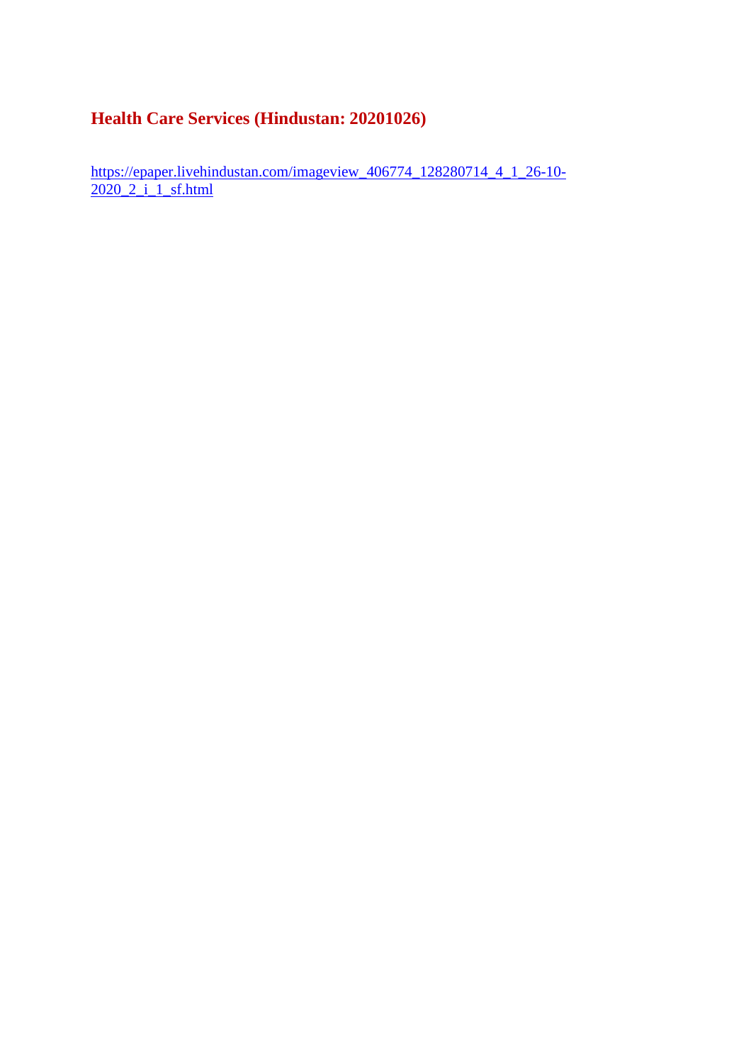## Health Care Services (Hindustan: 20201026)

https://epaper.livehindustan.com/imageview_406774_128280714_4_1_26-10-2020_2_i_1_sf.html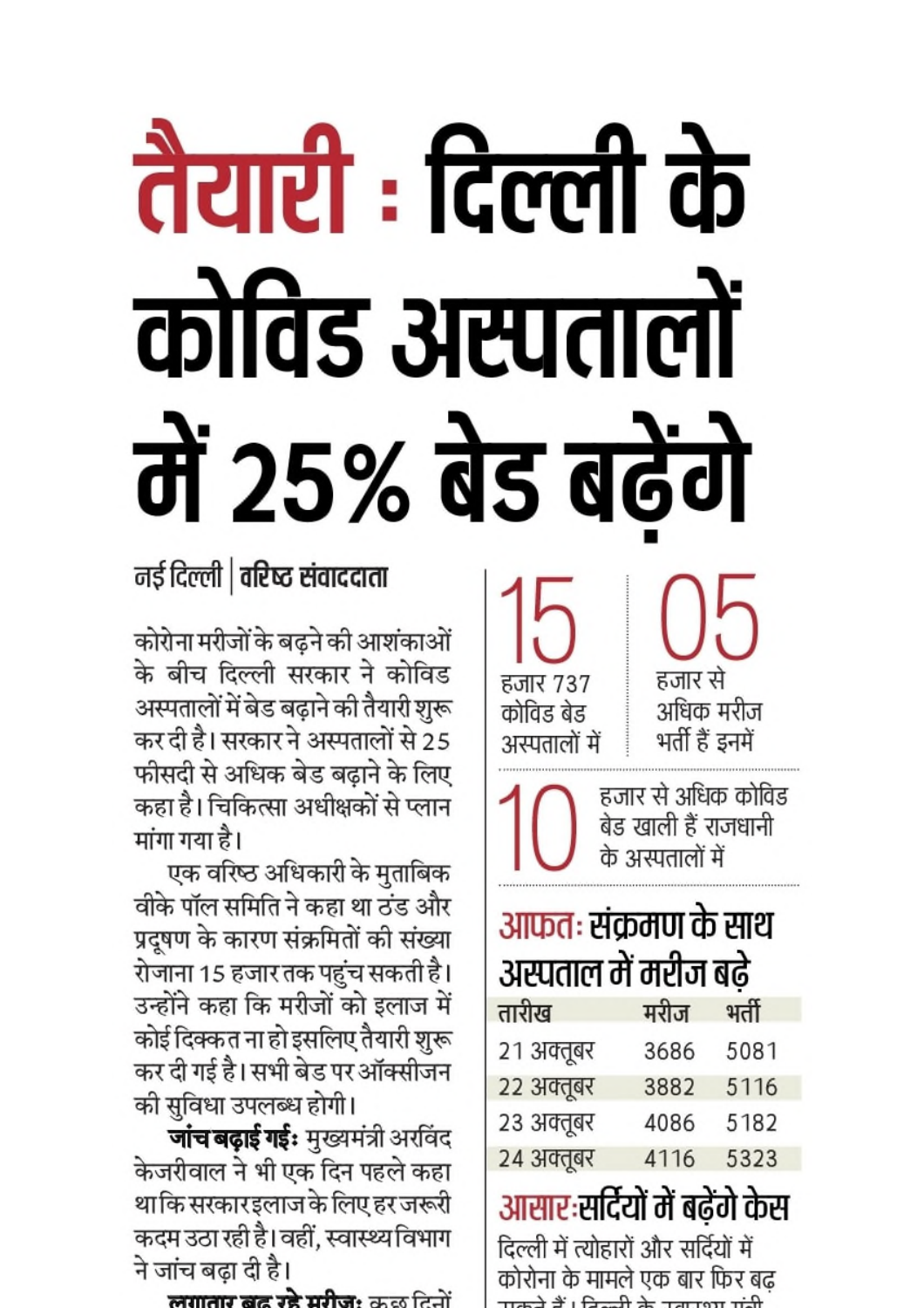# तैयारी : दिल्ली के कोविड अस्पतालों में 25% बेड बढ़ेंगे

नई दिल्ली | **वरिष्ठ संवाददाता**

कोरोना मरीजों के बढ़ने की आशंकाओं के बीच दिल्ली सरकार ने कोविड अस्पतालों में बेड बढ़ाने की तैयारी शुरू कर दी है। सरकार ने अस्पतालों से 25 फीसदी से अधिक बेड बढ़ाने के लिए कहा है। चिकित्सा अधीक्षकों से प्लान मांगा गया है।

एक वरिष्ठ अधिकारी के मुताबिक वीके पॉल समिति ने कहा था ठंड और प्रदूषण के कारण संक्रमितों की संख्या रोजाना 15 हजार तक पहुंच सकती है। उन्होंने कहा कि मरीजों को इलाज में कोई दिक्कत ना हो इसलिए तैयारी शुरू कर दी गई है। सभी बेड पर ऑक्सीजन की सुविधा उपलब्ध होगी।

**जांच बढ़ाई गईः** मुख्यमंत्री अरविंद केजरीवाल ने भी एक दिन पहले कहा था कि सरकार इलाज के लिए हर जरूरी कदम उठा रही है। वहीं, स्वास्थ्य विभाग ने जांच बढ़ा दी है।

**15** हजार 737 कोविड बेड अस्पतालों में

**05** हजार से अधिक मरीज भर्ती हैं इनमें

**10** हजार से अधिक कोविड बेड खाली हैं राजधानी के अस्पतालों में

## आफतः संक्रमण के साथ अस्पताल में मरीज बढ़े

| तारीख | मरीज | भर्ती |
|---|---|---|
| 21 अक्तूबर | 3686 | 5081 |
| 22 अक्तूबर | 3882 | 5116 |
| 23 अक्तूबर | 4086 | 5182 |
| 24 अक्तूबर | 4116 | 5323 |

## आसारःसर्दियों में बढ़ेंगे केस

दिल्ली में त्योहारों और सर्दियों में कोरोना के मामले एक बार फिर बढ़